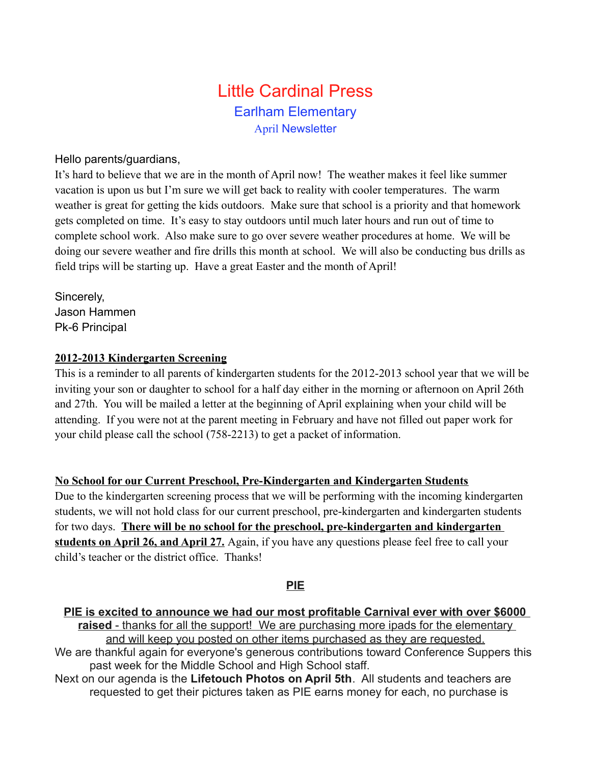# Little Cardinal Press

## Earlham Elementary

### April Newsletter

Hello parents/guardians,

It's hard to believe that we are in the month of April now! The weather makes it feel like summer vacation is upon us but I'm sure we will get back to reality with cooler temperatures. The warm weather is great for getting the kids outdoors. Make sure that school is a priority and that homework gets completed on time. It's easy to stay outdoors until much later hours and run out of time to complete school work. Also make sure to go over severe weather procedures at home. We will be doing our severe weather and fire drills this month at school. We will also be conducting bus drills as field trips will be starting up. Have a great Easter and the month of April!

Sincerely,
Jason Hammen
Pk-6 Principal

**2012-2013 Kindergarten Screening**

This is a reminder to all parents of kindergarten students for the 2012-2013 school year that we will be inviting your son or daughter to school for a half day either in the morning or afternoon on April 26th and 27th. You will be mailed a letter at the beginning of April explaining when your child will be attending. If you were not at the parent meeting in February and have not filled out paper work for your child please call the school (758-2213) to get a packet of information.

**No School for our Current Preschool, Pre-Kindergarten and Kindergarten Students**

Due to the kindergarten screening process that we will be performing with the incoming kindergarten students, we will not hold class for our current preschool, pre-kindergarten and kindergarten students for two days. **There will be no school for the preschool, pre-kindergarten and kindergarten students on April 26, and April 27.** Again, if you have any questions please feel free to call your child's teacher or the district office. Thanks!

**PIE**

**PIE is excited to announce we had our most profitable Carnival ever with over $6000 raised** - thanks for all the support! We are purchasing more ipads for the elementary and will keep you posted on other items purchased as they are requested.

We are thankful again for everyone's generous contributions toward Conference Suppers this past week for the Middle School and High School staff.

Next on our agenda is the **Lifetouch Photos on April 5th**. All students and teachers are requested to get their pictures taken as PIE earns money for each, no purchase is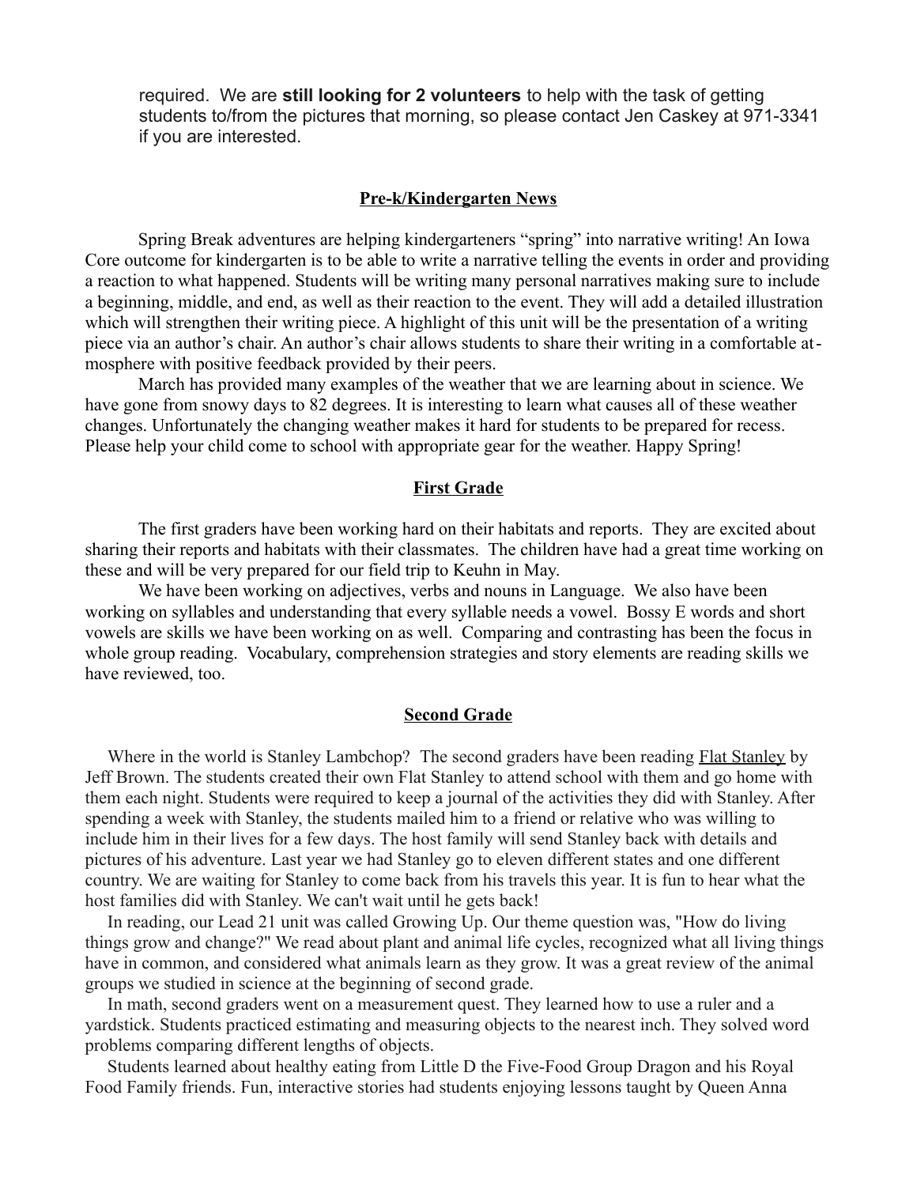required. We are **still looking for 2 volunteers** to help with the task of getting students to/from the pictures that morning, so please contact Jen Caskey at 971-3341 if you are interested.

## Pre-k/Kindergarten News

Spring Break adventures are helping kindergarteners "spring" into narrative writing! An Iowa Core outcome for kindergarten is to be able to write a narrative telling the events in order and providing a reaction to what happened. Students will be writing many personal narratives making sure to include a beginning, middle, and end, as well as their reaction to the event. They will add a detailed illustration which will strengthen their writing piece. A highlight of this unit will be the presentation of a writing piece via an author's chair. An author's chair allows students to share their writing in a comfortable atmosphere with positive feedback provided by their peers.

March has provided many examples of the weather that we are learning about in science. We have gone from snowy days to 82 degrees. It is interesting to learn what causes all of these weather changes. Unfortunately the changing weather makes it hard for students to be prepared for recess. Please help your child come to school with appropriate gear for the weather. Happy Spring!

## First Grade

The first graders have been working hard on their habitats and reports. They are excited about sharing their reports and habitats with their classmates. The children have had a great time working on these and will be very prepared for our field trip to Keuhn in May.

We have been working on adjectives, verbs and nouns in Language. We also have been working on syllables and understanding that every syllable needs a vowel. Bossy E words and short vowels are skills we have been working on as well. Comparing and contrasting has been the focus in whole group reading. Vocabulary, comprehension strategies and story elements are reading skills we have reviewed, too.

## Second Grade

Where in the world is Stanley Lambchop? The second graders have been reading Flat Stanley by Jeff Brown. The students created their own Flat Stanley to attend school with them and go home with them each night. Students were required to keep a journal of the activities they did with Stanley. After spending a week with Stanley, the students mailed him to a friend or relative who was willing to include him in their lives for a few days. The host family will send Stanley back with details and pictures of his adventure. Last year we had Stanley go to eleven different states and one different country. We are waiting for Stanley to come back from his travels this year. It is fun to hear what the host families did with Stanley. We can't wait until he gets back!

In reading, our Lead 21 unit was called Growing Up. Our theme question was, "How do living things grow and change?" We read about plant and animal life cycles, recognized what all living things have in common, and considered what animals learn as they grow. It was a great review of the animal groups we studied in science at the beginning of second grade.

In math, second graders went on a measurement quest. They learned how to use a ruler and a yardstick. Students practiced estimating and measuring objects to the nearest inch. They solved word problems comparing different lengths of objects.

Students learned about healthy eating from Little D the Five-Food Group Dragon and his Royal Food Family friends. Fun, interactive stories had students enjoying lessons taught by Queen Anna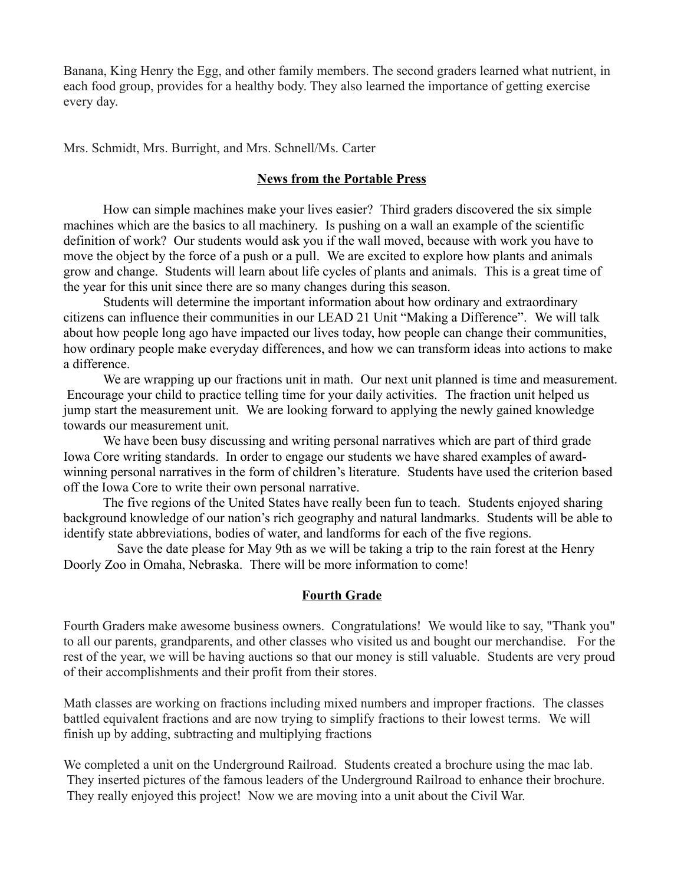Banana, King Henry the Egg, and other family members. The second graders learned what nutrient, in each food group, provides for a healthy body. They also learned the importance of getting exercise every day.

Mrs. Schmidt, Mrs. Burright, and Mrs. Schnell/Ms. Carter

## News from the Portable Press

How can simple machines make your lives easier? Third graders discovered the six simple machines which are the basics to all machinery. Is pushing on a wall an example of the scientific definition of work? Our students would ask you if the wall moved, because with work you have to move the object by the force of a push or a pull. We are excited to explore how plants and animals grow and change. Students will learn about life cycles of plants and animals. This is a great time of the year for this unit since there are so many changes during this season.

Students will determine the important information about how ordinary and extraordinary citizens can influence their communities in our LEAD 21 Unit "Making a Difference". We will talk about how people long ago have impacted our lives today, how people can change their communities, how ordinary people make everyday differences, and how we can transform ideas into actions to make a difference.

We are wrapping up our fractions unit in math. Our next unit planned is time and measurement. Encourage your child to practice telling time for your daily activities. The fraction unit helped us jump start the measurement unit. We are looking forward to applying the newly gained knowledge towards our measurement unit.

We have been busy discussing and writing personal narratives which are part of third grade Iowa Core writing standards. In order to engage our students we have shared examples of award-winning personal narratives in the form of children's literature. Students have used the criterion based off the Iowa Core to write their own personal narrative.

The five regions of the United States have really been fun to teach. Students enjoyed sharing background knowledge of our nation's rich geography and natural landmarks. Students will be able to identify state abbreviations, bodies of water, and landforms for each of the five regions.

Save the date please for May 9th as we will be taking a trip to the rain forest at the Henry Doorly Zoo in Omaha, Nebraska. There will be more information to come!

## Fourth Grade

Fourth Graders make awesome business owners. Congratulations! We would like to say, "Thank you" to all our parents, grandparents, and other classes who visited us and bought our merchandise. For the rest of the year, we will be having auctions so that our money is still valuable. Students are very proud of their accomplishments and their profit from their stores.

Math classes are working on fractions including mixed numbers and improper fractions. The classes battled equivalent fractions and are now trying to simplify fractions to their lowest terms. We will finish up by adding, subtracting and multiplying fractions

We completed a unit on the Underground Railroad. Students created a brochure using the mac lab. They inserted pictures of the famous leaders of the Underground Railroad to enhance their brochure. They really enjoyed this project! Now we are moving into a unit about the Civil War.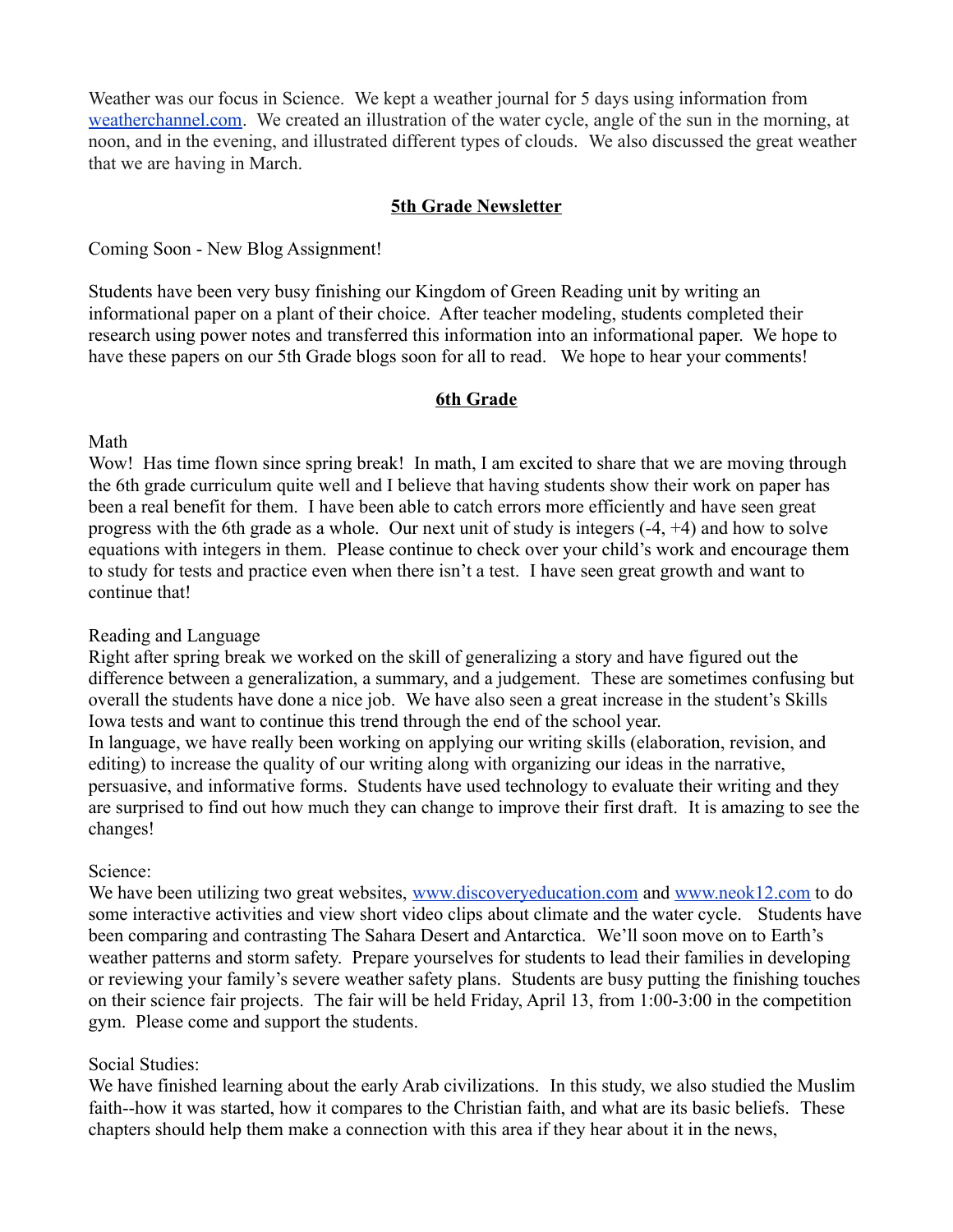Weather was our focus in Science. We kept a weather journal for 5 days using information from weatherchannel.com. We created an illustration of the water cycle, angle of the sun in the morning, at noon, and in the evening, and illustrated different types of clouds. We also discussed the great weather that we are having in March.

## 5th Grade Newsletter

Coming Soon - New Blog Assignment!

Students have been very busy finishing our Kingdom of Green Reading unit by writing an informational paper on a plant of their choice. After teacher modeling, students completed their research using power notes and transferred this information into an informational paper. We hope to have these papers on our 5th Grade blogs soon for all to read. We hope to hear your comments!

## 6th Grade

Math
Wow! Has time flown since spring break! In math, I am excited to share that we are moving through the 6th grade curriculum quite well and I believe that having students show their work on paper has been a real benefit for them. I have been able to catch errors more efficiently and have seen great progress with the 6th grade as a whole. Our next unit of study is integers (-4, +4) and how to solve equations with integers in them. Please continue to check over your child's work and encourage them to study for tests and practice even when there isn't a test. I have seen great growth and want to continue that!

Reading and Language
Right after spring break we worked on the skill of generalizing a story and have figured out the difference between a generalization, a summary, and a judgement. These are sometimes confusing but overall the students have done a nice job. We have also seen a great increase in the student's Skills Iowa tests and want to continue this trend through the end of the school year.
In language, we have really been working on applying our writing skills (elaboration, revision, and editing) to increase the quality of our writing along with organizing our ideas in the narrative, persuasive, and informative forms. Students have used technology to evaluate their writing and they are surprised to find out how much they can change to improve their first draft. It is amazing to see the changes!

Science:
We have been utilizing two great websites, www.discoveryeducation.com and www.neok12.com to do some interactive activities and view short video clips about climate and the water cycle. Students have been comparing and contrasting The Sahara Desert and Antarctica. We'll soon move on to Earth's weather patterns and storm safety. Prepare yourselves for students to lead their families in developing or reviewing your family's severe weather safety plans. Students are busy putting the finishing touches on their science fair projects. The fair will be held Friday, April 13, from 1:00-3:00 in the competition gym. Please come and support the students.

Social Studies:
We have finished learning about the early Arab civilizations. In this study, we also studied the Muslim faith--how it was started, how it compares to the Christian faith, and what are its basic beliefs. These chapters should help them make a connection with this area if they hear about it in the news,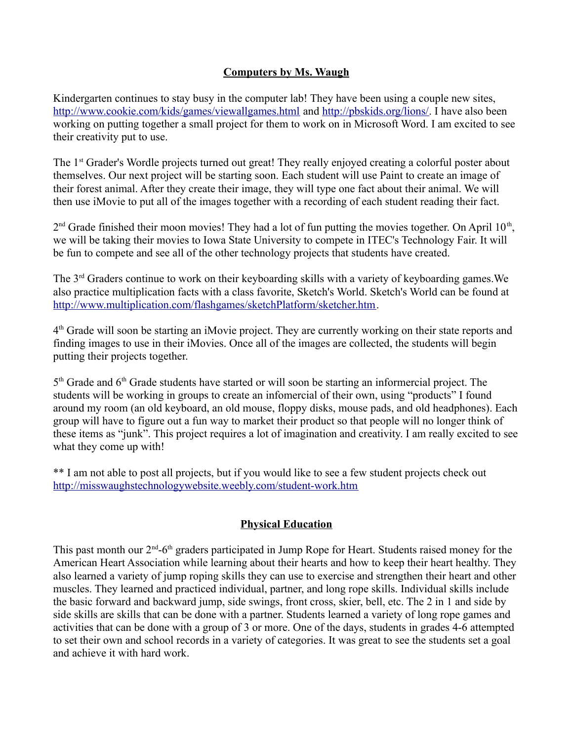## Computers by Ms. Waugh

Kindergarten continues to stay busy in the computer lab! They have been using a couple new sites, http://www.cookie.com/kids/games/viewallgames.html and http://pbskids.org/lions/. I have also been working on putting together a small project for them to work on in Microsoft Word. I am excited to see their creativity put to use.

The 1st Grader's Wordle projects turned out great! They really enjoyed creating a colorful poster about themselves. Our next project will be starting soon. Each student will use Paint to create an image of their forest animal. After they create their image, they will type one fact about their animal. We will then use iMovie to put all of the images together with a recording of each student reading their fact.

2nd Grade finished their moon movies! They had a lot of fun putting the movies together. On April 10th, we will be taking their movies to Iowa State University to compete in ITEC's Technology Fair. It will be fun to compete and see all of the other technology projects that students have created.

The 3rd Graders continue to work on their keyboarding skills with a variety of keyboarding games.We also practice multiplication facts with a class favorite, Sketch's World. Sketch's World can be found at http://www.multiplication.com/flashgames/sketchPlatform/sketcher.htm.

4th Grade will soon be starting an iMovie project. They are currently working on their state reports and finding images to use in their iMovies. Once all of the images are collected, the students will begin putting their projects together.

5th Grade and 6th Grade students have started or will soon be starting an informercial project. The students will be working in groups to create an infomercial of their own, using "products" I found around my room (an old keyboard, an old mouse, floppy disks, mouse pads, and old headphones). Each group will have to figure out a fun way to market their product so that people will no longer think of these items as "junk". This project requires a lot of imagination and creativity. I am really excited to see what they come up with!

** I am not able to post all projects, but if you would like to see a few student projects check out http://misswaughstechnologywebsite.weebly.com/student-work.htm

## Physical Education

This past month our 2nd-6th graders participated in Jump Rope for Heart. Students raised money for the American Heart Association while learning about their hearts and how to keep their heart healthy. They also learned a variety of jump roping skills they can use to exercise and strengthen their heart and other muscles. They learned and practiced individual, partner, and long rope skills. Individual skills include the basic forward and backward jump, side swings, front cross, skier, bell, etc. The 2 in 1 and side by side skills are skills that can be done with a partner. Students learned a variety of long rope games and activities that can be done with a group of 3 or more. One of the days, students in grades 4-6 attempted to set their own and school records in a variety of categories. It was great to see the students set a goal and achieve it with hard work.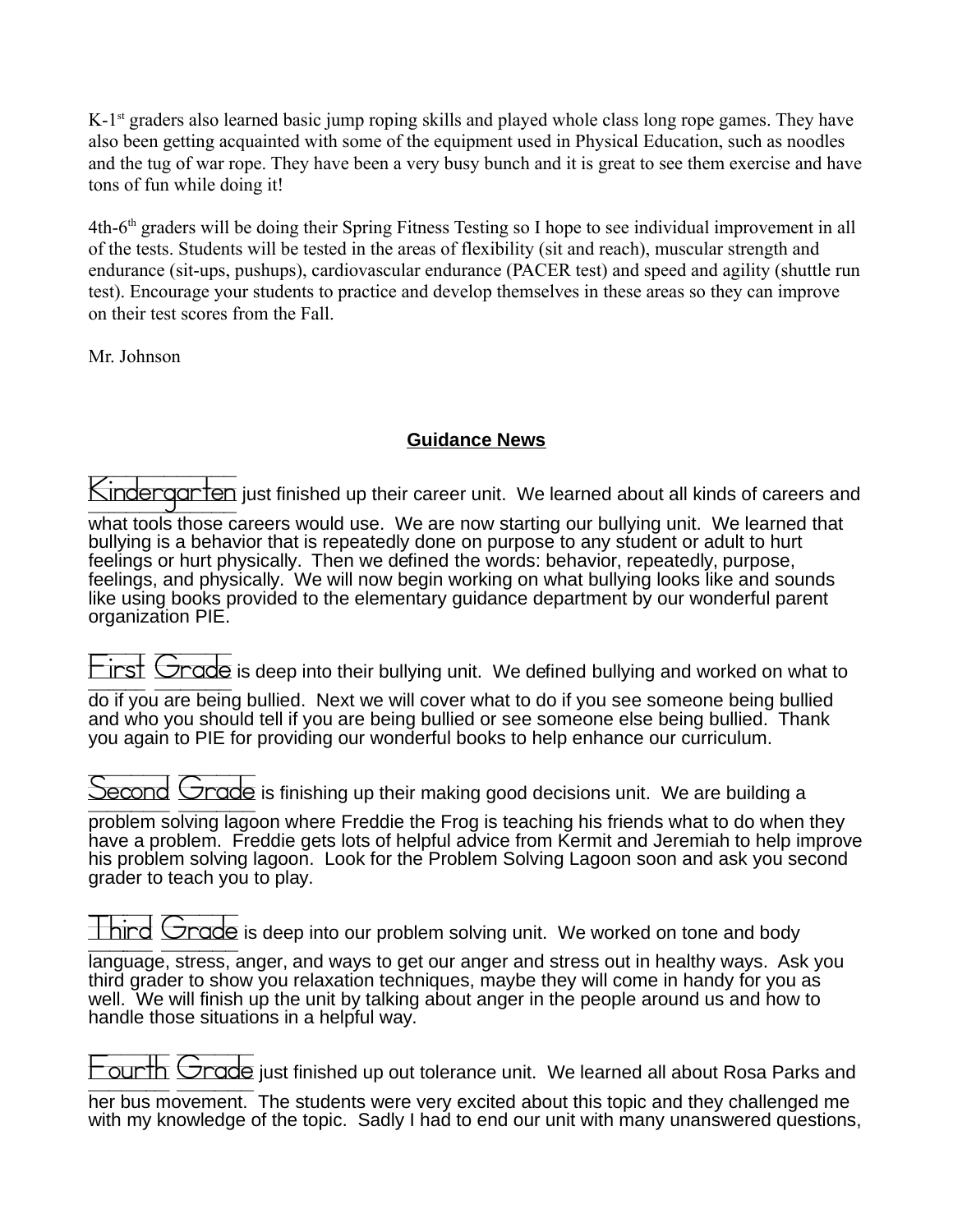K-1st graders also learned basic jump roping skills and played whole class long rope games. They have also been getting acquainted with some of the equipment used in Physical Education, such as noodles and the tug of war rope. They have been a very busy bunch and it is great to see them exercise and have tons of fun while doing it!

4th-6th graders will be doing their Spring Fitness Testing so I hope to see individual improvement in all of the tests. Students will be tested in the areas of flexibility (sit and reach), muscular strength and endurance (sit-ups, pushups), cardiovascular endurance (PACER test) and speed and agility (shuttle run test). Encourage your students to practice and develop themselves in these areas so they can improve on their test scores from the Fall.

Mr. Johnson

## Guidance News

Kindergarten just finished up their career unit. We learned about all kinds of careers and what tools those careers would use. We are now starting our bullying unit. We learned that bullying is a behavior that is repeatedly done on purpose to any student or adult to hurt feelings or hurt physically. Then we defined the words: behavior, repeatedly, purpose, feelings, and physically. We will now begin working on what bullying looks like and sounds like using books provided to the elementary guidance department by our wonderful parent organization PIE.

First Grade is deep into their bullying unit. We defined bullying and worked on what to do if you are being bullied. Next we will cover what to do if you see someone being bullied and who you should tell if you are being bullied or see someone else being bullied. Thank you again to PIE for providing our wonderful books to help enhance our curriculum.

Second Grade is finishing up their making good decisions unit. We are building a problem solving lagoon where Freddie the Frog is teaching his friends what to do when they have a problem. Freddie gets lots of helpful advice from Kermit and Jeremiah to help improve his problem solving lagoon. Look for the Problem Solving Lagoon soon and ask you second grader to teach you to play.

Third Grade is deep into our problem solving unit. We worked on tone and body language, stress, anger, and ways to get our anger and stress out in healthy ways. Ask you third grader to show you relaxation techniques, maybe they will come in handy for you as well. We will finish up the unit by talking about anger in the people around us and how to handle those situations in a helpful way.

Fourth Grade just finished up out tolerance unit. We learned all about Rosa Parks and her bus movement. The students were very excited about this topic and they challenged me with my knowledge of the topic. Sadly I had to end our unit with many unanswered questions,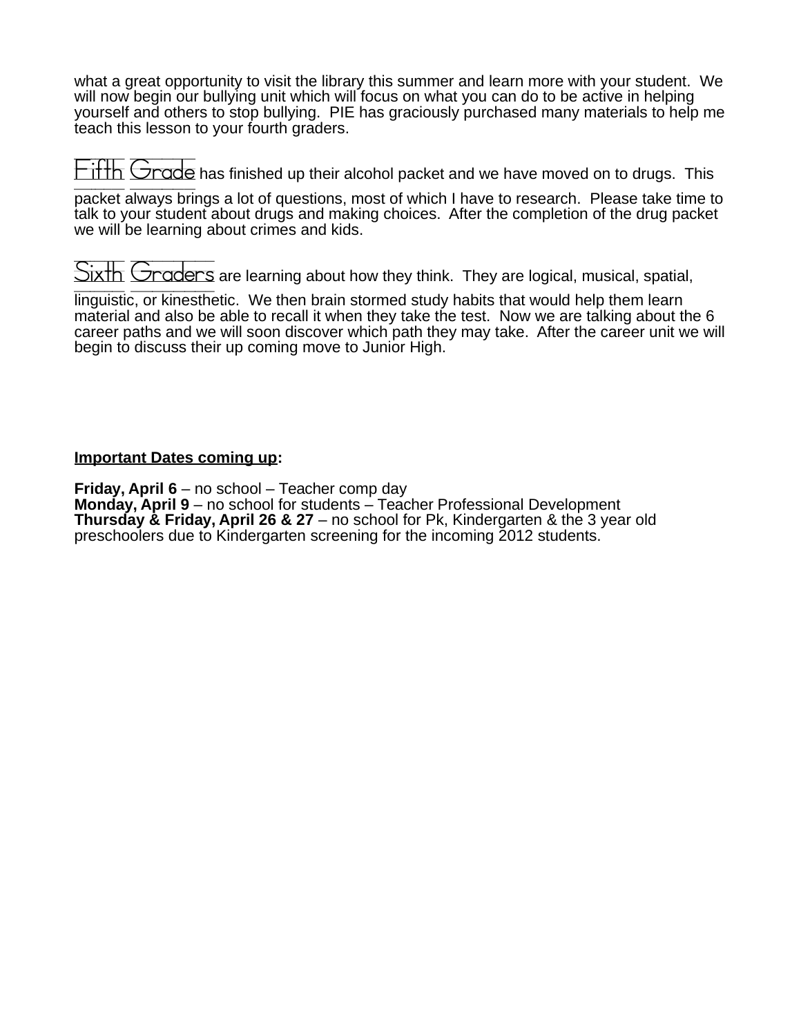what a great opportunity to visit the library this summer and learn more with your student. We will now begin our bullying unit which will focus on what you can do to be active in helping yourself and others to stop bullying. PIE has graciously purchased many materials to help me teach this lesson to your fourth graders.

Fifth Grade has finished up their alcohol packet and we have moved on to drugs. This packet always brings a lot of questions, most of which I have to research. Please take time to talk to your student about drugs and making choices. After the completion of the drug packet we will be learning about crimes and kids.

Sixth Graders are learning about how they think. They are logical, musical, spatial, linguistic, or kinesthetic. We then brain stormed study habits that would help them learn material and also be able to recall it when they take the test. Now we are talking about the 6 career paths and we will soon discover which path they may take. After the career unit we will begin to discuss their up coming move to Junior High.

**Important Dates coming up:**

**Friday, April 6** – no school – Teacher comp day
**Monday, April 9** – no school for students – Teacher Professional Development
**Thursday & Friday, April 26 & 27** – no school for Pk, Kindergarten & the 3 year old preschoolers due to Kindergarten screening for the incoming 2012 students.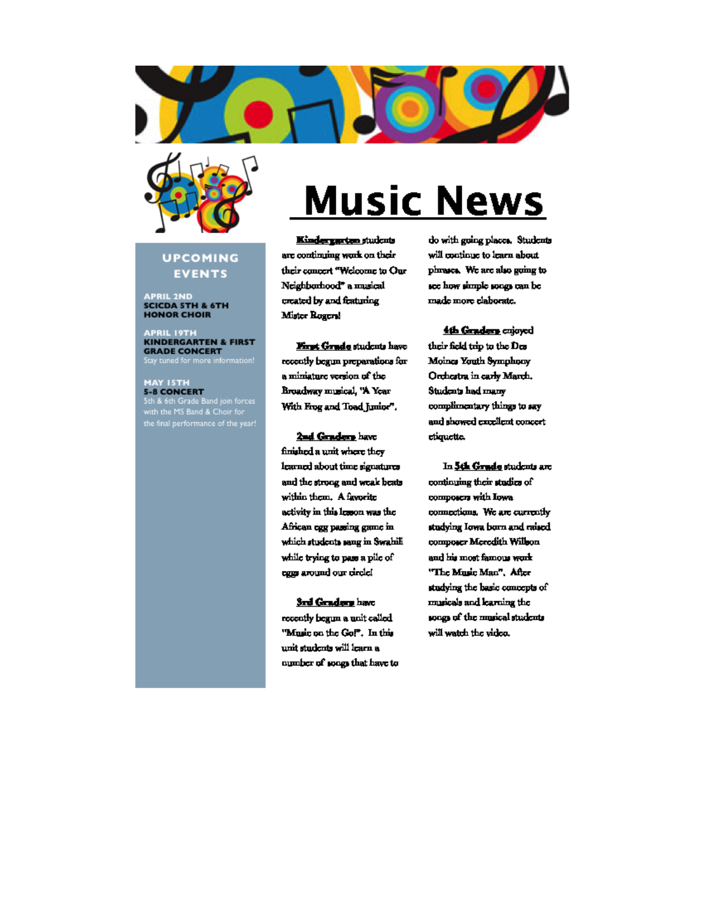# Music News

## UPCOMING EVENTS

**APRIL 2ND**
**SCICDA 5TH & 6TH HONOR CHOIR**

**APRIL 19TH**
**KINDERGARTEN & FIRST GRADE CONCERT**
Stay tuned for more information!

**MAY 15TH**
**5-8 CONCERT**
5th & 6th Grade Band join forces with the MS Band & Choir for the final performance of the year!

**Kindergarten** students are continuing work on their their concert "Welcome to Our Neighborhood" a musical created by and featuring Mister Rogers!

**First Grade** students have recently begun preparations for a miniature version of the Broadway musical, 'A Year With Frog and Toad Junior".

**2nd Graders** have finished a unit where they learned about time signatures and the strong and weak beats within them. A favorite activity in this lesson was the African egg passing game in which students sang in Swahili while trying to pass a pile of eggs around our circle!

**3rd Graders** have recently begun a unit called "Music on the Go!". In this unit students will learn a number of songs that have to do with going places. Students will continue to learn about phrases. We are also going to see how simple songs can be made more elaborate.

**4th Graders** enjoyed their field trip to the Des Moines Youth Symphony Orchestra in early March. Students had many complimentary things to say and showed excellent concert etiquette.

In **5th Grade** students are continuing their studies of composers with Iowa connections. We are currently studying Iowa born and raised composer Meredith Willson and his most famous work "The Music Man". After studying the basic concepts of musicals and learning the songs of the musical students will watch the video.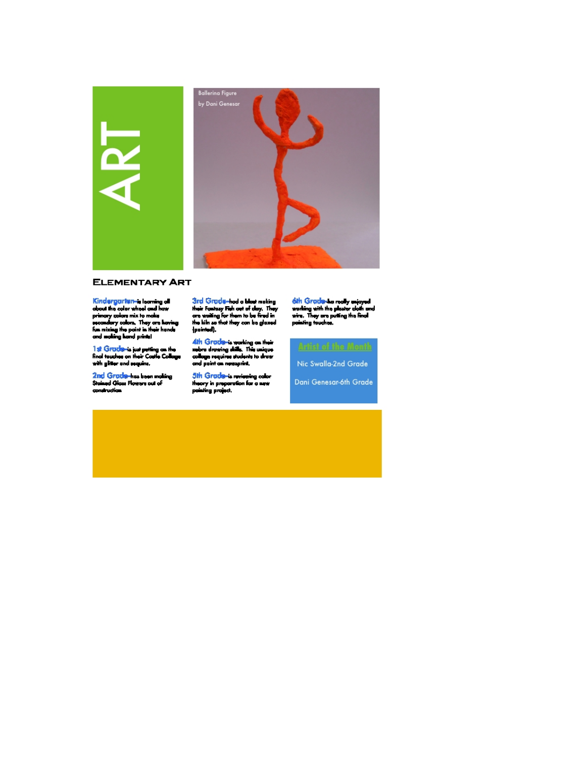# ART

Ballerina Figure
by Dani Genesar

## Elementary Art

**Kindergarten**–is learning all about the color wheel and how primary colors mix to make secondary colors. They are having fun mixing the paint in their hands and making hand prints!

**1st Grade**–is just putting on the final touches on their Castle Collage with glitter and sequins.

**2nd Grade**–has been making Stained Glass Flowers out of construction

**3rd Grade**–had a blast making their Fantasy Fish out of clay. They are waiting for them to be fired in the kiln so that they can be glazed (painted).

**4th Grade**–is working on their zebra drawing skills. This unique collage requires students to draw and paint on newsprint.

**5th Grade**–is reviewing color theory in preparation for a new painting project.

**6th Grade**–has really enjoyed working with the plaster cloth and wire. They are putting the final painting touches.

**Artist of the Month**

Nic Swalla-2nd Grade

Dani Genesar-6th Grade